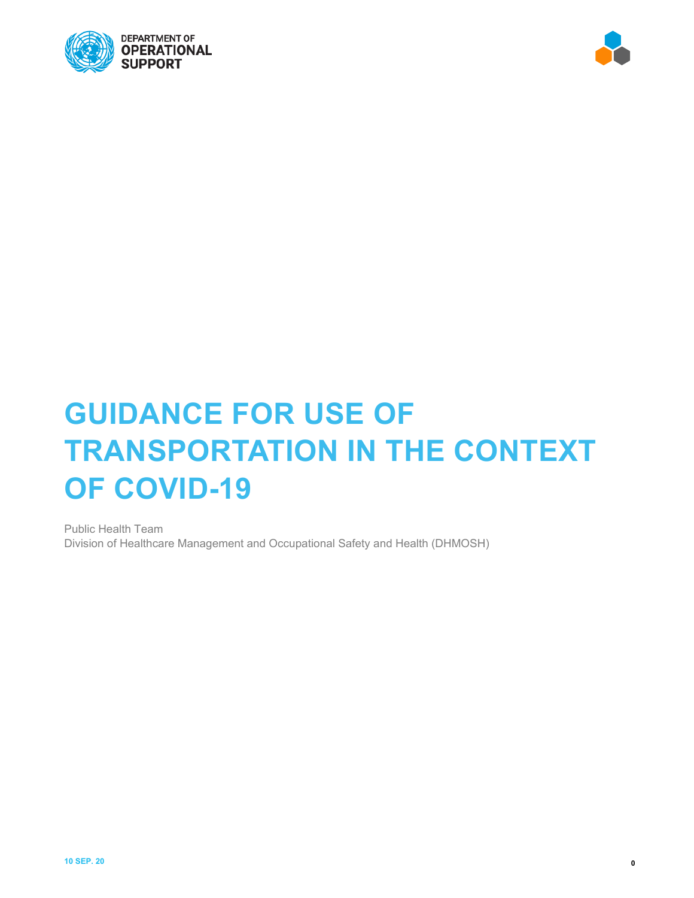DEPARTMENT OF
OPERATIONAL
SUPPORT

# GUIDANCE FOR USE OF TRANSPORTATION IN THE CONTEXT OF COVID-19

Public Health Team
Division of Healthcare Management and Occupational Safety and Health (DHMOSH)

10 SEP. 20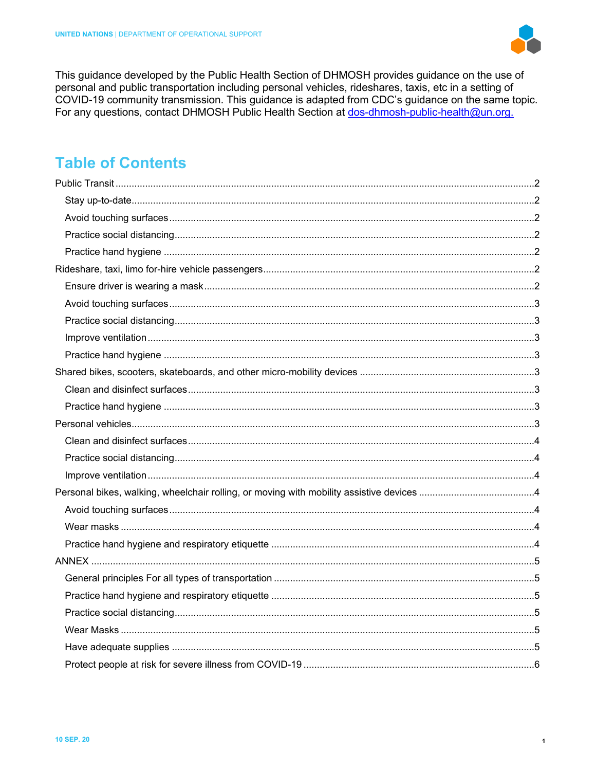This guidance developed by the Public Health Section of DHMOSH provides guidance on the use of personal and public transportation including personal vehicles, rideshares, taxis, etc in a setting of COVID-19 community transmission. This guidance is adapted from CDC's guidance on the same topic. For any questions, contact DHMOSH Public Health Section at [dos-dhmosh-public-health@un.org.](mailto:dos-dhmosh-public-health@un.org)

## Table of Contents

- Public Transit ........ 2
  - Stay up-to-date ........ 2
  - Avoid touching surfaces ........ 2
  - Practice social distancing ........ 2
  - Practice hand hygiene ........ 2
- Rideshare, taxi, limo for-hire vehicle passengers ........ 2
  - Ensure driver is wearing a mask ........ 2
  - Avoid touching surfaces ........ 3
  - Practice social distancing ........ 3
  - Improve ventilation ........ 3
  - Practice hand hygiene ........ 3
- Shared bikes, scooters, skateboards, and other micro-mobility devices ........ 3
  - Clean and disinfect surfaces ........ 3
  - Practice hand hygiene ........ 3
- Personal vehicles ........ 3
  - Clean and disinfect surfaces ........ 4
  - Practice social distancing ........ 4
  - Improve ventilation ........ 4
- Personal bikes, walking, wheelchair rolling, or moving with mobility assistive devices ........ 4
  - Avoid touching surfaces ........ 4
  - Wear masks ........ 4
  - Practice hand hygiene and respiratory etiquette ........ 4
- ANNEX ........ 5
  - General principles For all types of transportation ........ 5
  - Practice hand hygiene and respiratory etiquette ........ 5
  - Practice social distancing ........ 5
  - Wear Masks ........ 5
  - Have adequate supplies ........ 5
  - Protect people at risk for severe illness from COVID-19 ........ 6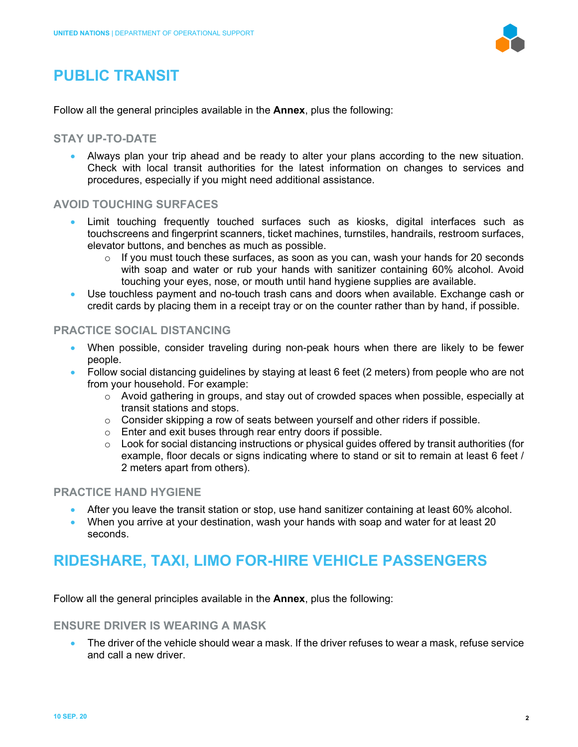## PUBLIC TRANSIT

Follow all the general principles available in the **Annex**, plus the following:

### STAY UP-TO-DATE

- Always plan your trip ahead and be ready to alter your plans according to the new situation. Check with local transit authorities for the latest information on changes to services and procedures, especially if you might need additional assistance.

### AVOID TOUCHING SURFACES

- Limit touching frequently touched surfaces such as kiosks, digital interfaces such as touchscreens and fingerprint scanners, ticket machines, turnstiles, handrails, restroom surfaces, elevator buttons, and benches as much as possible.
  - If you must touch these surfaces, as soon as you can, wash your hands for 20 seconds with soap and water or rub your hands with sanitizer containing 60% alcohol. Avoid touching your eyes, nose, or mouth until hand hygiene supplies are available.
- Use touchless payment and no-touch trash cans and doors when available. Exchange cash or credit cards by placing them in a receipt tray or on the counter rather than by hand, if possible.

### PRACTICE SOCIAL DISTANCING

- When possible, consider traveling during non-peak hours when there are likely to be fewer people.
- Follow social distancing guidelines by staying at least 6 feet (2 meters) from people who are not from your household. For example:
  - Avoid gathering in groups, and stay out of crowded spaces when possible, especially at transit stations and stops.
  - Consider skipping a row of seats between yourself and other riders if possible.
  - Enter and exit buses through rear entry doors if possible.
  - Look for social distancing instructions or physical guides offered by transit authorities (for example, floor decals or signs indicating where to stand or sit to remain at least 6 feet / 2 meters apart from others).

### PRACTICE HAND HYGIENE

- After you leave the transit station or stop, use hand sanitizer containing at least 60% alcohol.
- When you arrive at your destination, wash your hands with soap and water for at least 20 seconds.

## RIDESHARE, TAXI, LIMO FOR-HIRE VEHICLE PASSENGERS

Follow all the general principles available in the **Annex**, plus the following:

### ENSURE DRIVER IS WEARING A MASK

- The driver of the vehicle should wear a mask. If the driver refuses to wear a mask, refuse service and call a new driver.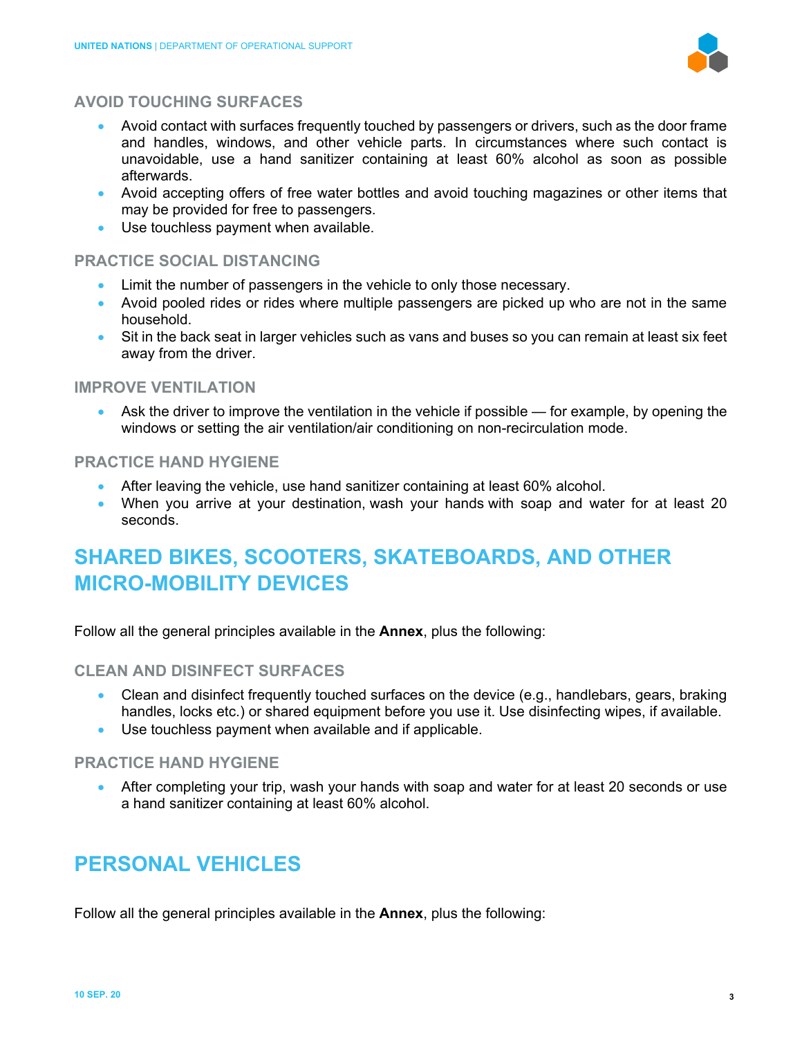### AVOID TOUCHING SURFACES

- Avoid contact with surfaces frequently touched by passengers or drivers, such as the door frame and handles, windows, and other vehicle parts. In circumstances where such contact is unavoidable, use a hand sanitizer containing at least 60% alcohol as soon as possible afterwards.
- Avoid accepting offers of free water bottles and avoid touching magazines or other items that may be provided for free to passengers.
- Use touchless payment when available.

### PRACTICE SOCIAL DISTANCING

- Limit the number of passengers in the vehicle to only those necessary.
- Avoid pooled rides or rides where multiple passengers are picked up who are not in the same household.
- Sit in the back seat in larger vehicles such as vans and buses so you can remain at least six feet away from the driver.

### IMPROVE VENTILATION

- Ask the driver to improve the ventilation in the vehicle if possible — for example, by opening the windows or setting the air ventilation/air conditioning on non-recirculation mode.

### PRACTICE HAND HYGIENE

- After leaving the vehicle, use hand sanitizer containing at least 60% alcohol.
- When you arrive at your destination, wash your hands with soap and water for at least 20 seconds.

## SHARED BIKES, SCOOTERS, SKATEBOARDS, AND OTHER MICRO-MOBILITY DEVICES

Follow all the general principles available in the **Annex**, plus the following:

### CLEAN AND DISINFECT SURFACES

- Clean and disinfect frequently touched surfaces on the device (e.g., handlebars, gears, braking handles, locks etc.) or shared equipment before you use it. Use disinfecting wipes, if available.
- Use touchless payment when available and if applicable.

### PRACTICE HAND HYGIENE

- After completing your trip, wash your hands with soap and water for at least 20 seconds or use a hand sanitizer containing at least 60% alcohol.

## PERSONAL VEHICLES

Follow all the general principles available in the **Annex**, plus the following: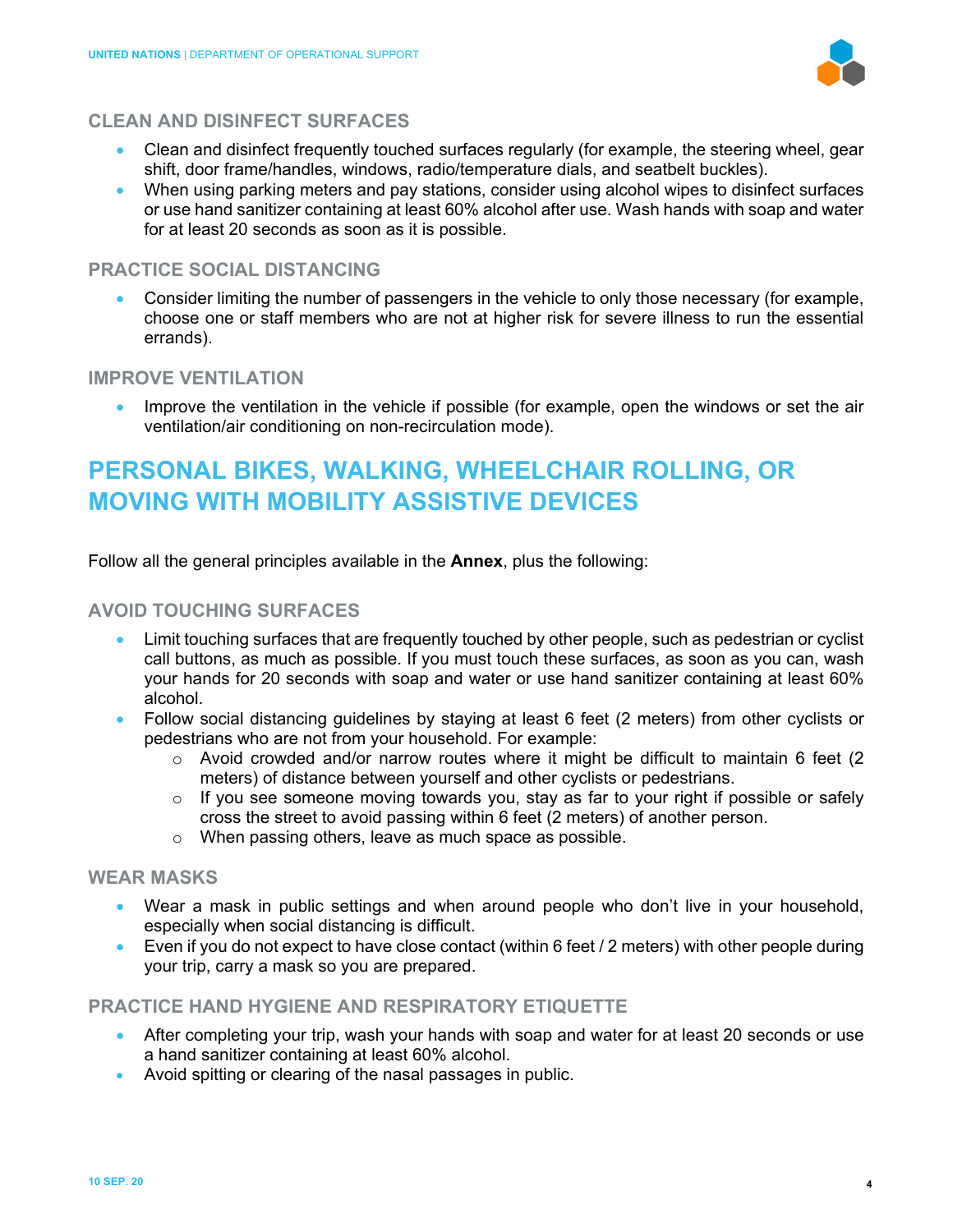### CLEAN AND DISINFECT SURFACES

- Clean and disinfect frequently touched surfaces regularly (for example, the steering wheel, gear shift, door frame/handles, windows, radio/temperature dials, and seatbelt buckles).
- When using parking meters and pay stations, consider using alcohol wipes to disinfect surfaces or use hand sanitizer containing at least 60% alcohol after use. Wash hands with soap and water for at least 20 seconds as soon as it is possible.

### PRACTICE SOCIAL DISTANCING

- Consider limiting the number of passengers in the vehicle to only those necessary (for example, choose one or staff members who are not at higher risk for severe illness to run the essential errands).

### IMPROVE VENTILATION

- Improve the ventilation in the vehicle if possible (for example, open the windows or set the air ventilation/air conditioning on non-recirculation mode).

## PERSONAL BIKES, WALKING, WHEELCHAIR ROLLING, OR MOVING WITH MOBILITY ASSISTIVE DEVICES

Follow all the general principles available in the **Annex**, plus the following:

### AVOID TOUCHING SURFACES

- Limit touching surfaces that are frequently touched by other people, such as pedestrian or cyclist call buttons, as much as possible. If you must touch these surfaces, as soon as you can, wash your hands for 20 seconds with soap and water or use hand sanitizer containing at least 60% alcohol.
- Follow social distancing guidelines by staying at least 6 feet (2 meters) from other cyclists or pedestrians who are not from your household. For example:
  - Avoid crowded and/or narrow routes where it might be difficult to maintain 6 feet (2 meters) of distance between yourself and other cyclists or pedestrians.
  - If you see someone moving towards you, stay as far to your right if possible or safely cross the street to avoid passing within 6 feet (2 meters) of another person.
  - When passing others, leave as much space as possible.

### WEAR MASKS

- Wear a mask in public settings and when around people who don't live in your household, especially when social distancing is difficult.
- Even if you do not expect to have close contact (within 6 feet / 2 meters) with other people during your trip, carry a mask so you are prepared.

### PRACTICE HAND HYGIENE AND RESPIRATORY ETIQUETTE

- After completing your trip, wash your hands with soap and water for at least 20 seconds or use a hand sanitizer containing at least 60% alcohol.
- Avoid spitting or clearing of the nasal passages in public.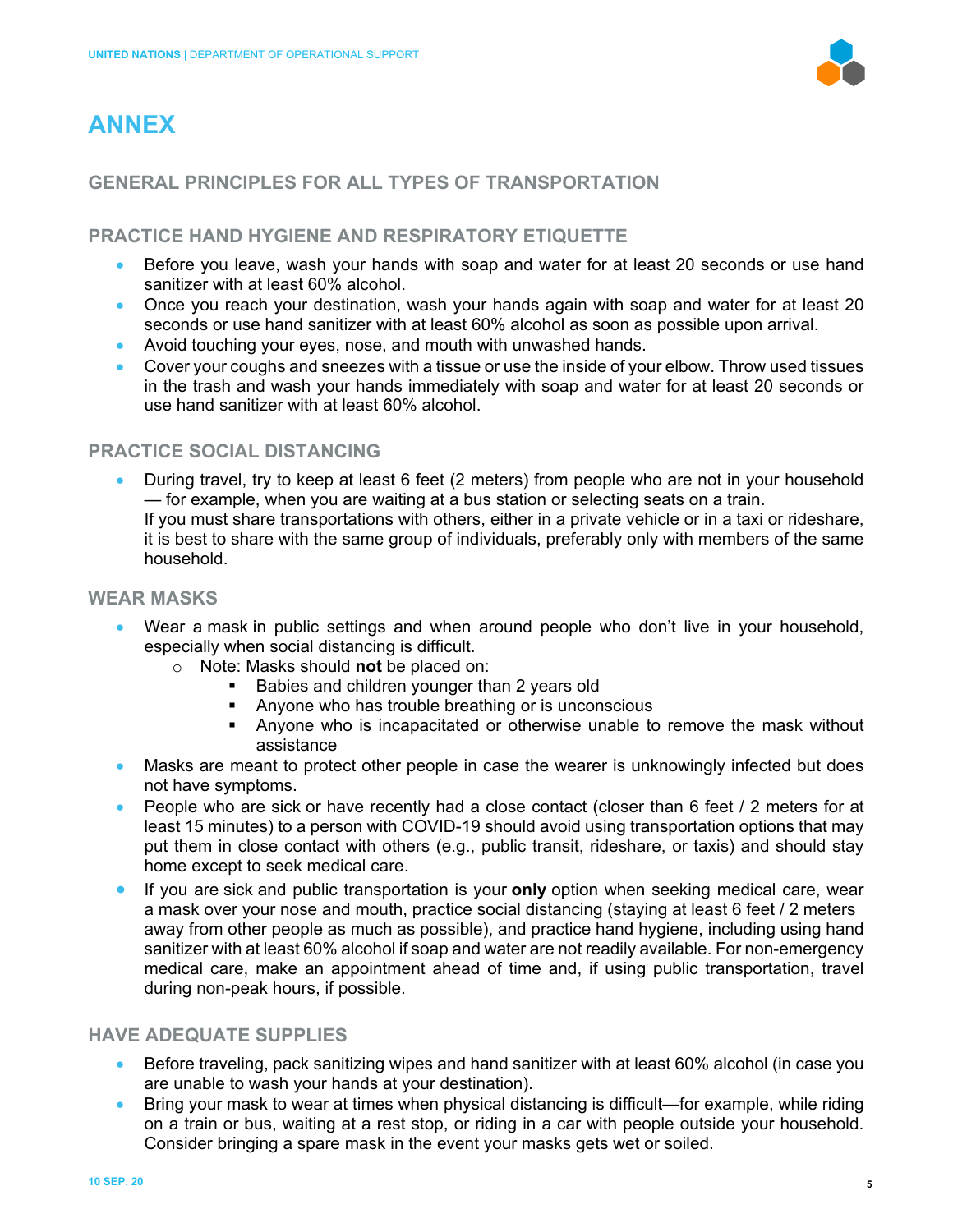# ANNEX

## GENERAL PRINCIPLES FOR ALL TYPES OF TRANSPORTATION

### PRACTICE HAND HYGIENE AND RESPIRATORY ETIQUETTE

- Before you leave, wash your hands with soap and water for at least 20 seconds or use hand sanitizer with at least 60% alcohol.
- Once you reach your destination, wash your hands again with soap and water for at least 20 seconds or use hand sanitizer with at least 60% alcohol as soon as possible upon arrival.
- Avoid touching your eyes, nose, and mouth with unwashed hands.
- Cover your coughs and sneezes with a tissue or use the inside of your elbow. Throw used tissues in the trash and wash your hands immediately with soap and water for at least 20 seconds or use hand sanitizer with at least 60% alcohol.

### PRACTICE SOCIAL DISTANCING

- During travel, try to keep at least 6 feet (2 meters) from people who are not in your household — for example, when you are waiting at a bus station or selecting seats on a train.
  If you must share transportations with others, either in a private vehicle or in a taxi or rideshare, it is best to share with the same group of individuals, preferably only with members of the same household.

### WEAR MASKS

- Wear a mask in public settings and when around people who don't live in your household, especially when social distancing is difficult.
  - Note: Masks should **not** be placed on:
    - Babies and children younger than 2 years old
    - Anyone who has trouble breathing or is unconscious
    - Anyone who is incapacitated or otherwise unable to remove the mask without assistance
- Masks are meant to protect other people in case the wearer is unknowingly infected but does not have symptoms.
- People who are sick or have recently had a close contact (closer than 6 feet / 2 meters for at least 15 minutes) to a person with COVID-19 should avoid using transportation options that may put them in close contact with others (e.g., public transit, rideshare, or taxis) and should stay home except to seek medical care.
- If you are sick and public transportation is your **only** option when seeking medical care, wear a mask over your nose and mouth, practice social distancing (staying at least 6 feet / 2 meters away from other people as much as possible), and practice hand hygiene, including using hand sanitizer with at least 60% alcohol if soap and water are not readily available. For non-emergency medical care, make an appointment ahead of time and, if using public transportation, travel during non-peak hours, if possible.

### HAVE ADEQUATE SUPPLIES

- Before traveling, pack sanitizing wipes and hand sanitizer with at least 60% alcohol (in case you are unable to wash your hands at your destination).
- Bring your mask to wear at times when physical distancing is difficult—for example, while riding on a train or bus, waiting at a rest stop, or riding in a car with people outside your household. Consider bringing a spare mask in the event your masks gets wet or soiled.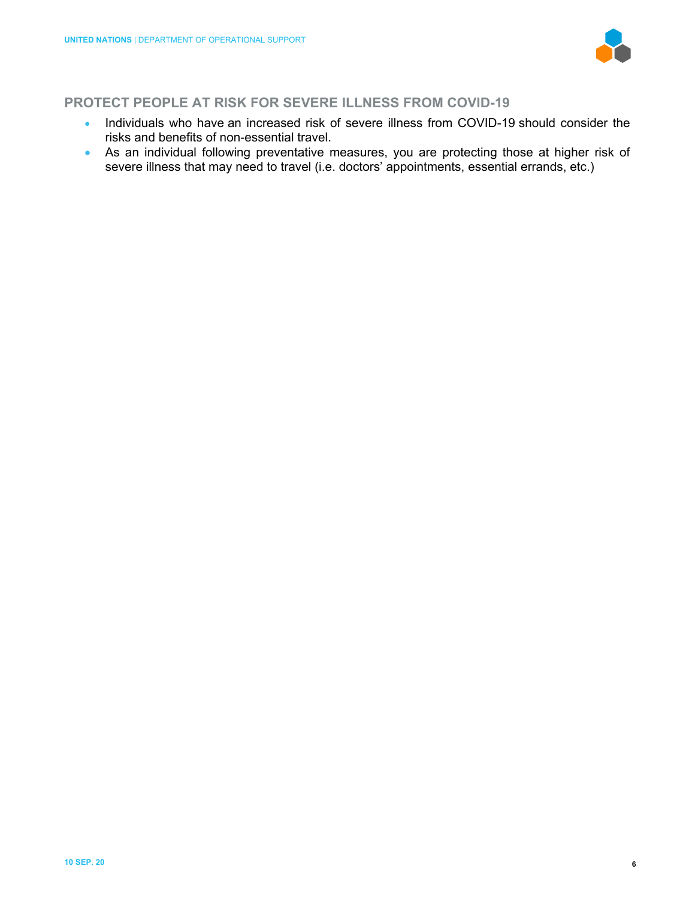## PROTECT PEOPLE AT RISK FOR SEVERE ILLNESS FROM COVID-19

- Individuals who have an increased risk of severe illness from COVID-19 should consider the risks and benefits of non-essential travel.
- As an individual following preventative measures, you are protecting those at higher risk of severe illness that may need to travel (i.e. doctors' appointments, essential errands, etc.)